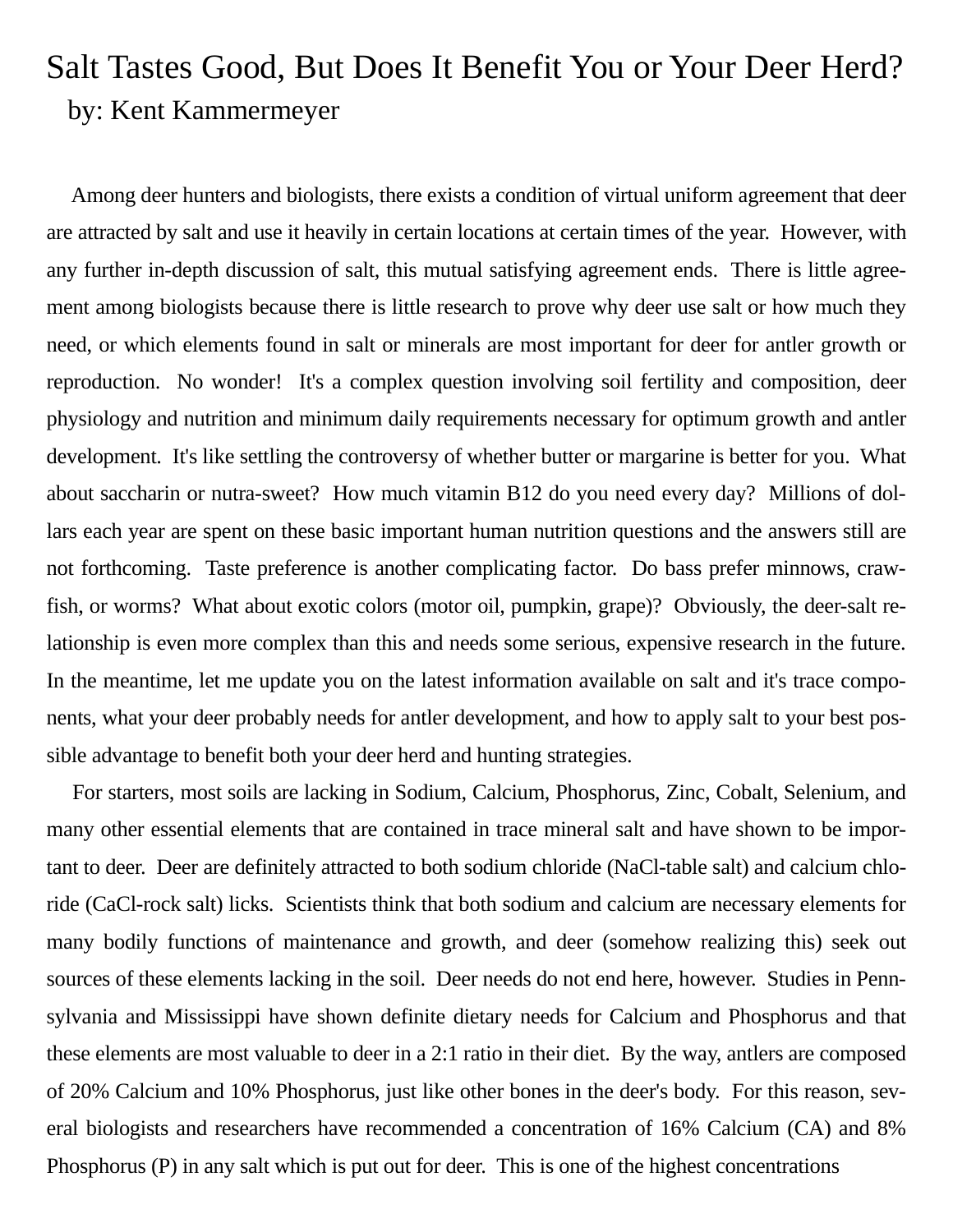# Salt Tastes Good, But Does It Benefit You or Your Deer Herd?

by: Kent Kammermeyer

Among deer hunters and biologists, there exists a condition of virtual uniform agreement that deer are attracted by salt and use it heavily in certain locations at certain times of the year. However, with any further in-depth discussion of salt, this mutual satisfying agreement ends. There is little agreement among biologists because there is little research to prove why deer use salt or how much they need, or which elements found in salt or minerals are most important for deer for antler growth or reproduction. No wonder! It's a complex question involving soil fertility and composition, deer physiology and nutrition and minimum daily requirements necessary for optimum growth and antler development. It's like settling the controversy of whether butter or margarine is better for you. What about saccharin or nutra-sweet? How much vitamin B12 do you need every day? Millions of dollars each year are spent on these basic important human nutrition questions and the answers still are not forthcoming. Taste preference is another complicating factor. Do bass prefer minnows, crawfish, or worms? What about exotic colors (motor oil, pumpkin, grape)? Obviously, the deer-salt relationship is even more complex than this and needs some serious, expensive research in the future. In the meantime, let me update you on the latest information available on salt and it's trace components, what your deer probably needs for antler development, and how to apply salt to your best possible advantage to benefit both your deer herd and hunting strategies.

For starters, most soils are lacking in Sodium, Calcium, Phosphorus, Zinc, Cobalt, Selenium, and many other essential elements that are contained in trace mineral salt and have shown to be important to deer. Deer are definitely attracted to both sodium chloride (NaCl-table salt) and calcium chloride (CaCl-rock salt) licks. Scientists think that both sodium and calcium are necessary elements for many bodily functions of maintenance and growth, and deer (somehow realizing this) seek out sources of these elements lacking in the soil. Deer needs do not end here, however. Studies in Pennsylvania and Mississippi have shown definite dietary needs for Calcium and Phosphorus and that these elements are most valuable to deer in a 2:1 ratio in their diet. By the way, antlers are composed of 20% Calcium and 10% Phosphorus, just like other bones in the deer's body. For this reason, several biologists and researchers have recommended a concentration of 16% Calcium (CA) and 8% Phosphorus (P) in any salt which is put out for deer. This is one of the highest concentrations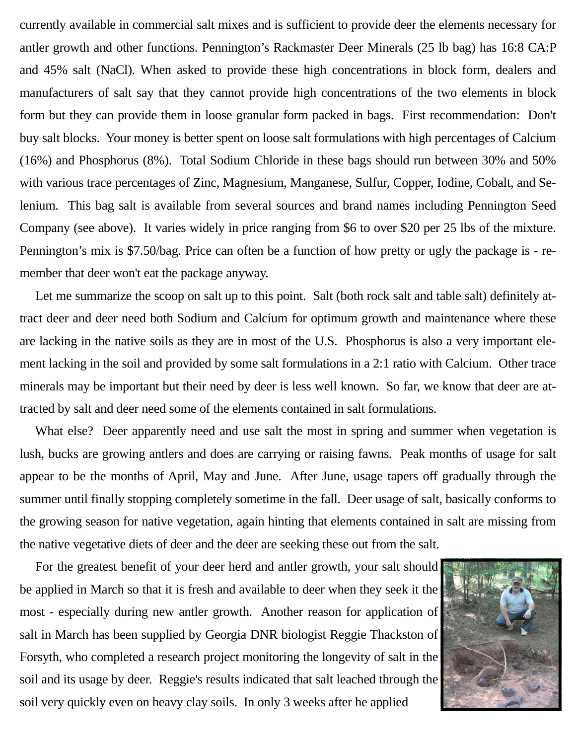currently available in commercial salt mixes and is sufficient to provide deer the elements necessary for antler growth and other functions. Pennington's Rackmaster Deer Minerals (25 lb bag) has 16:8 CA:P and 45% salt (NaCl). When asked to provide these high concentrations in block form, dealers and manufacturers of salt say that they cannot provide high concentrations of the two elements in block form but they can provide them in loose granular form packed in bags. First recommendation: Don't buy salt blocks. Your money is better spent on loose salt formulations with high percentages of Calcium (16%) and Phosphorus (8%). Total Sodium Chloride in these bags should run between 30% and 50% with various trace percentages of Zinc, Magnesium, Manganese, Sulfur, Copper, Iodine, Cobalt, and Selenium. This bag salt is available from several sources and brand names including Pennington Seed Company (see above). It varies widely in price ranging from $6 to over $20 per 25 lbs of the mixture. Pennington's mix is $7.50/bag. Price can often be a function of how pretty or ugly the package is - remember that deer won't eat the package anyway.

Let me summarize the scoop on salt up to this point. Salt (both rock salt and table salt) definitely attract deer and deer need both Sodium and Calcium for optimum growth and maintenance where these are lacking in the native soils as they are in most of the U.S. Phosphorus is also a very important element lacking in the soil and provided by some salt formulations in a 2:1 ratio with Calcium. Other trace minerals may be important but their need by deer is less well known. So far, we know that deer are attracted by salt and deer need some of the elements contained in salt formulations.

What else? Deer apparently need and use salt the most in spring and summer when vegetation is lush, bucks are growing antlers and does are carrying or raising fawns. Peak months of usage for salt appear to be the months of April, May and June. After June, usage tapers off gradually through the summer until finally stopping completely sometime in the fall. Deer usage of salt, basically conforms to the growing season for native vegetation, again hinting that elements contained in salt are missing from the native vegetative diets of deer and the deer are seeking these out from the salt.

For the greatest benefit of your deer herd and antler growth, your salt should be applied in March so that it is fresh and available to deer when they seek it the most - especially during new antler growth. Another reason for application of salt in March has been supplied by Georgia DNR biologist Reggie Thackston of Forsyth, who completed a research project monitoring the longevity of salt in the soil and its usage by deer. Reggie's results indicated that salt leached through the soil very quickly even on heavy clay soils. In only 3 weeks after he applied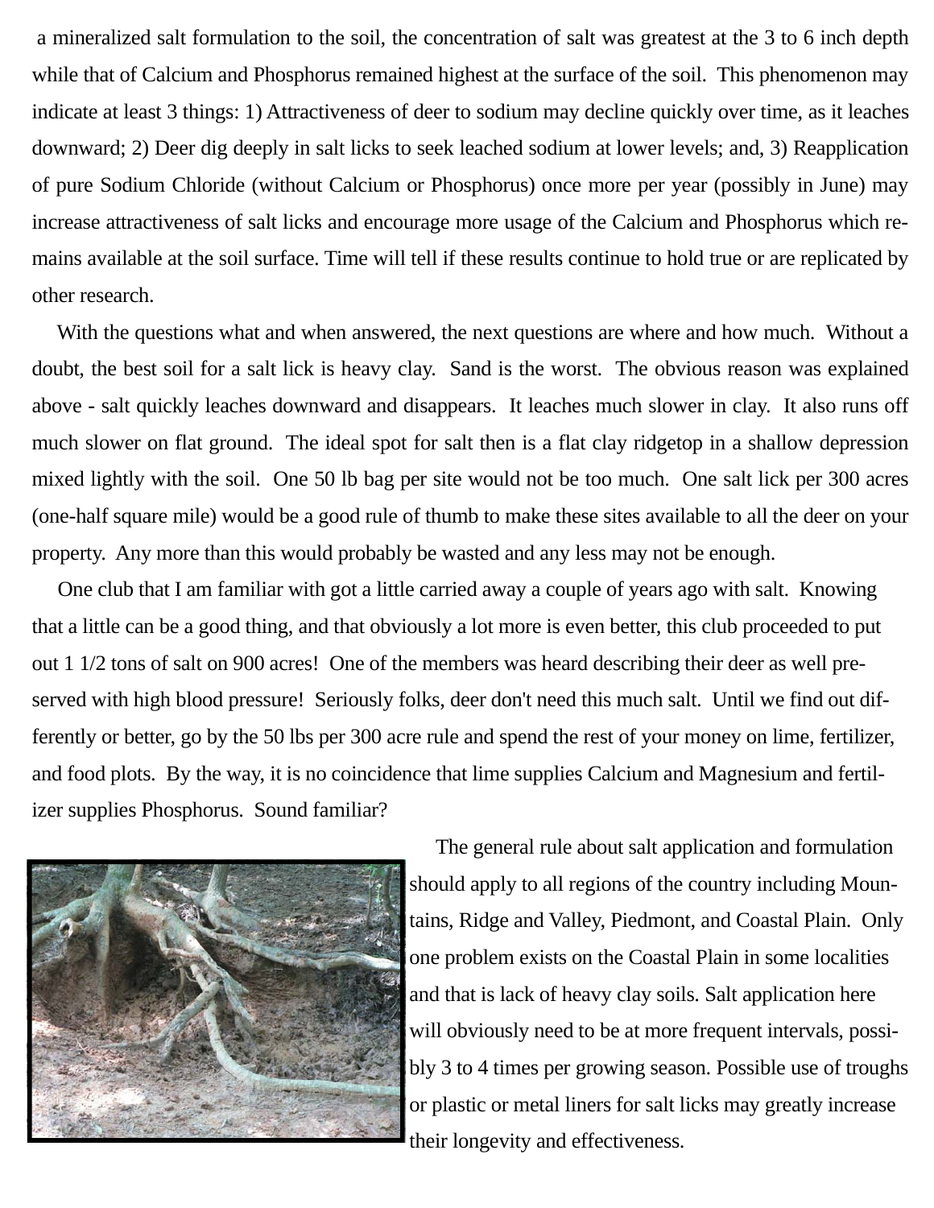a mineralized salt formulation to the soil, the concentration of salt was greatest at the 3 to 6 inch depth while that of Calcium and Phosphorus remained highest at the surface of the soil. This phenomenon may indicate at least 3 things: 1) Attractiveness of deer to sodium may decline quickly over time, as it leaches downward; 2) Deer dig deeply in salt licks to seek leached sodium at lower levels; and, 3) Reapplication of pure Sodium Chloride (without Calcium or Phosphorus) once more per year (possibly in June) may increase attractiveness of salt licks and encourage more usage of the Calcium and Phosphorus which remains available at the soil surface. Time will tell if these results continue to hold true or are replicated by other research.

With the questions what and when answered, the next questions are where and how much. Without a doubt, the best soil for a salt lick is heavy clay. Sand is the worst. The obvious reason was explained above - salt quickly leaches downward and disappears. It leaches much slower in clay. It also runs off much slower on flat ground. The ideal spot for salt then is a flat clay ridgetop in a shallow depression mixed lightly with the soil. One 50 lb bag per site would not be too much. One salt lick per 300 acres (one-half square mile) would be a good rule of thumb to make these sites available to all the deer on your property. Any more than this would probably be wasted and any less may not be enough.

One club that I am familiar with got a little carried away a couple of years ago with salt. Knowing that a little can be a good thing, and that obviously a lot more is even better, this club proceeded to put out 1 1/2 tons of salt on 900 acres! One of the members was heard describing their deer as well preserved with high blood pressure! Seriously folks, deer don't need this much salt. Until we find out differently or better, go by the 50 lbs per 300 acre rule and spend the rest of your money on lime, fertilizer, and food plots. By the way, it is no coincidence that lime supplies Calcium and Magnesium and fertilizer supplies Phosphorus. Sound familiar?

The general rule about salt application and formulation should apply to all regions of the country including Mountains, Ridge and Valley, Piedmont, and Coastal Plain. Only one problem exists on the Coastal Plain in some localities and that is lack of heavy clay soils. Salt application here will obviously need to be at more frequent intervals, possibly 3 to 4 times per growing season. Possible use of troughs or plastic or metal liners for salt licks may greatly increase their longevity and effectiveness.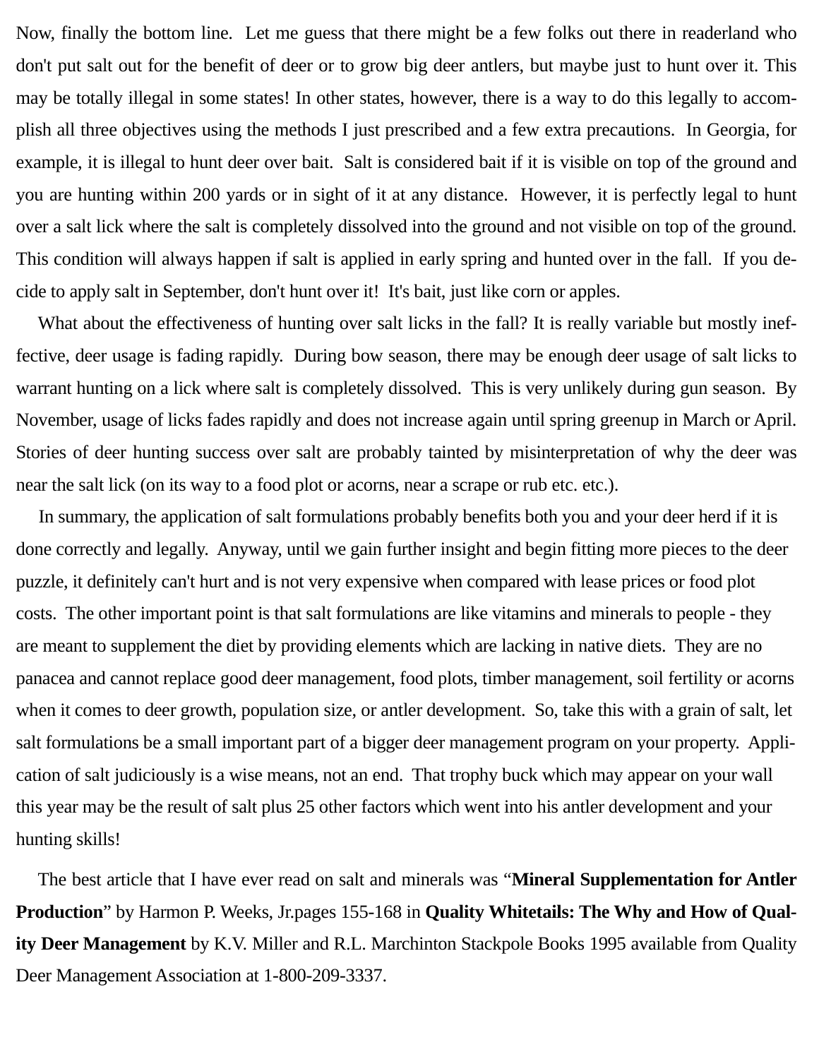Now, finally the bottom line. Let me guess that there might be a few folks out there in readerland who don't put salt out for the benefit of deer or to grow big deer antlers, but maybe just to hunt over it. This may be totally illegal in some states! In other states, however, there is a way to do this legally to accomplish all three objectives using the methods I just prescribed and a few extra precautions. In Georgia, for example, it is illegal to hunt deer over bait. Salt is considered bait if it is visible on top of the ground and you are hunting within 200 yards or in sight of it at any distance. However, it is perfectly legal to hunt over a salt lick where the salt is completely dissolved into the ground and not visible on top of the ground. This condition will always happen if salt is applied in early spring and hunted over in the fall. If you decide to apply salt in September, don't hunt over it! It's bait, just like corn or apples.

What about the effectiveness of hunting over salt licks in the fall? It is really variable but mostly ineffective, deer usage is fading rapidly. During bow season, there may be enough deer usage of salt licks to warrant hunting on a lick where salt is completely dissolved. This is very unlikely during gun season. By November, usage of licks fades rapidly and does not increase again until spring greenup in March or April. Stories of deer hunting success over salt are probably tainted by misinterpretation of why the deer was near the salt lick (on its way to a food plot or acorns, near a scrape or rub etc. etc.).

In summary, the application of salt formulations probably benefits both you and your deer herd if it is done correctly and legally. Anyway, until we gain further insight and begin fitting more pieces to the deer puzzle, it definitely can't hurt and is not very expensive when compared with lease prices or food plot costs. The other important point is that salt formulations are like vitamins and minerals to people - they are meant to supplement the diet by providing elements which are lacking in native diets. They are no panacea and cannot replace good deer management, food plots, timber management, soil fertility or acorns when it comes to deer growth, population size, or antler development. So, take this with a grain of salt, let salt formulations be a small important part of a bigger deer management program on your property. Application of salt judiciously is a wise means, not an end. That trophy buck which may appear on your wall this year may be the result of salt plus 25 other factors which went into his antler development and your hunting skills!

The best article that I have ever read on salt and minerals was "**Mineral Supplementation for Antler Production**" by Harmon P. Weeks, Jr.pages 155-168 in **Quality Whitetails: The Why and How of Quality Deer Management** by K.V. Miller and R.L. Marchinton Stackpole Books 1995 available from Quality Deer Management Association at 1-800-209-3337.